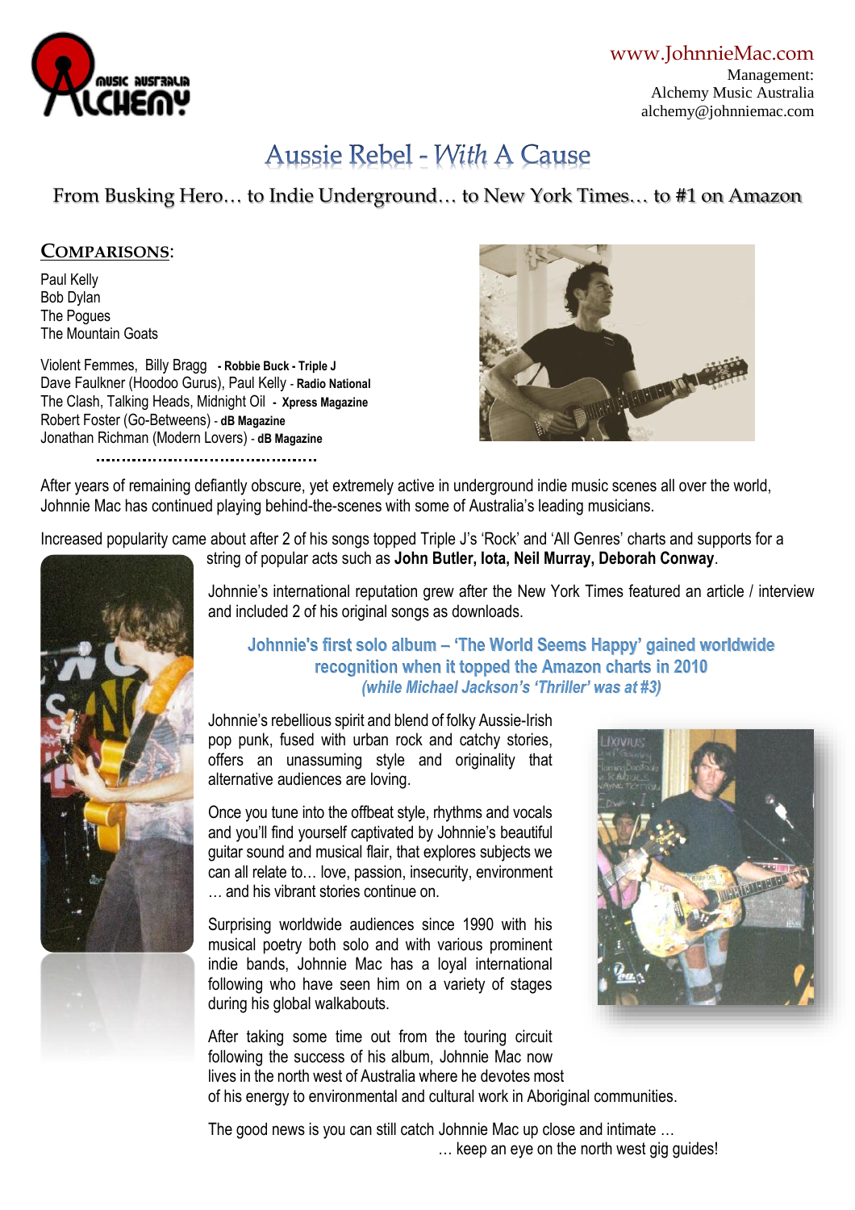www.JohnnieMac.com
Management:
Alchemy Music Australia
alchemy@johnniemac.com

# Aussie Rebel - *With* A Cause

## From Busking Hero… to Indie Underground… to New York Times… to #1 on Amazon

**COMPARISONS**:

Paul Kelly
Bob Dylan
The Pogues
The Mountain Goats

Violent Femmes, Billy Bragg **- Robbie Buck - Triple J**
Dave Faulkner (Hoodoo Gurus), Paul Kelly - **Radio National**
The Clash, Talking Heads, Midnight Oil **- Xpress Magazine**
Robert Foster (Go-Betweens) - **dB Magazine**
Jonathan Richman (Modern Lovers) - **dB Magazine**

……………………………………….

After years of remaining defiantly obscure, yet extremely active in underground indie music scenes all over the world, Johnnie Mac has continued playing behind-the-scenes with some of Australia's leading musicians.

Increased popularity came about after 2 of his songs topped Triple J's 'Rock' and 'All Genres' charts and supports for a string of popular acts such as **John Butler, Iota, Neil Murray, Deborah Conway**.

Johnnie's international reputation grew after the New York Times featured an article / interview and included 2 of his original songs as downloads.

**Johnnie's first solo album – 'The World Seems Happy' gained worldwide recognition when it topped the Amazon charts in 2010**
***(while Michael Jackson's 'Thriller' was at #3)***

Johnnie's rebellious spirit and blend of folky Aussie-Irish pop punk, fused with urban rock and catchy stories, offers an unassuming style and originality that alternative audiences are loving.

Once you tune into the offbeat style, rhythms and vocals and you'll find yourself captivated by Johnnie's beautiful guitar sound and musical flair, that explores subjects we can all relate to… love, passion, insecurity, environment … and his vibrant stories continue on.

Surprising worldwide audiences since 1990 with his musical poetry both solo and with various prominent indie bands, Johnnie Mac has a loyal international following who have seen him on a variety of stages during his global walkabouts.

After taking some time out from the touring circuit following the success of his album, Johnnie Mac now lives in the north west of Australia where he devotes most of his energy to environmental and cultural work in Aboriginal communities.

The good news is you can still catch Johnnie Mac up close and intimate …
… keep an eye on the north west gig guides!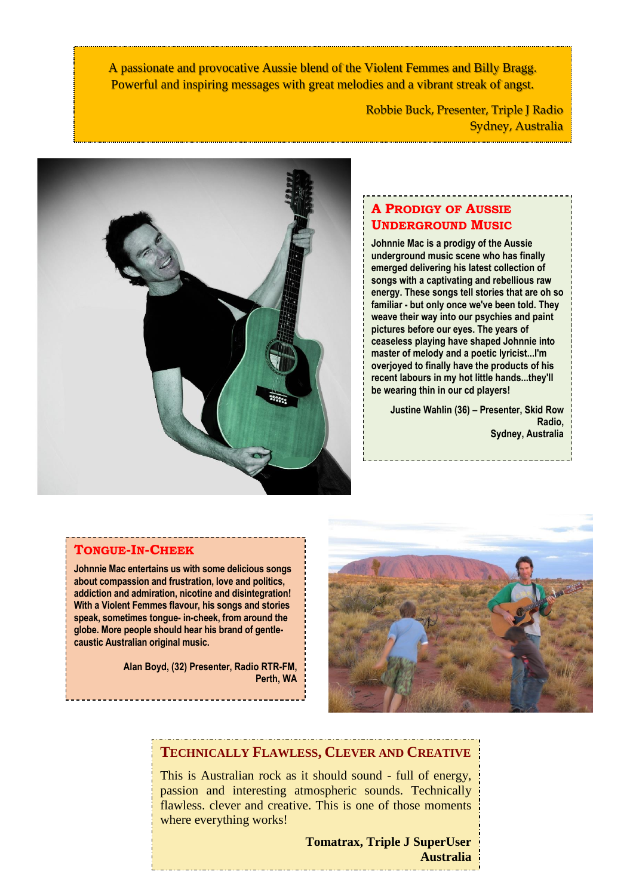A passionate and provocative Aussie blend of the Violent Femmes and Billy Bragg. Powerful and inspiring messages with great melodies and a vibrant streak of angst.

Robbie Buck, Presenter, Triple J Radio
Sydney, Australia

## A Prodigy of Aussie Underground Music

**Johnnie Mac is a prodigy of the Aussie underground music scene who has finally emerged delivering his latest collection of songs with a captivating and rebellious raw energy. These songs tell stories that are oh so familiar - but only once we've been told. They weave their way into our psychies and paint pictures before our eyes. The years of ceaseless playing have shaped Johnnie into master of melody and a poetic lyricist...I'm overjoyed to finally have the products of his recent labours in my hot little hands...they'll be wearing thin in our cd players!**

**Justine Wahlin (36) – Presenter, Skid Row Radio, Sydney, Australia**

## Tongue-In-Cheek

**Johnnie Mac entertains us with some delicious songs about compassion and frustration, love and politics, addiction and admiration, nicotine and disintegration! With a Violent Femmes flavour, his songs and stories speak, sometimes tongue- in-cheek, from around the globe. More people should hear his brand of gentle-caustic Australian original music.**

**Alan Boyd, (32) Presenter, Radio RTR-FM, Perth, WA**

## Technically Flawless, Clever and Creative

This is Australian rock as it should sound - full of energy, passion and interesting atmospheric sounds. Technically flawless. clever and creative. This is one of those moments where everything works!

**Tomatrax, Triple J SuperUser**
**Australia**